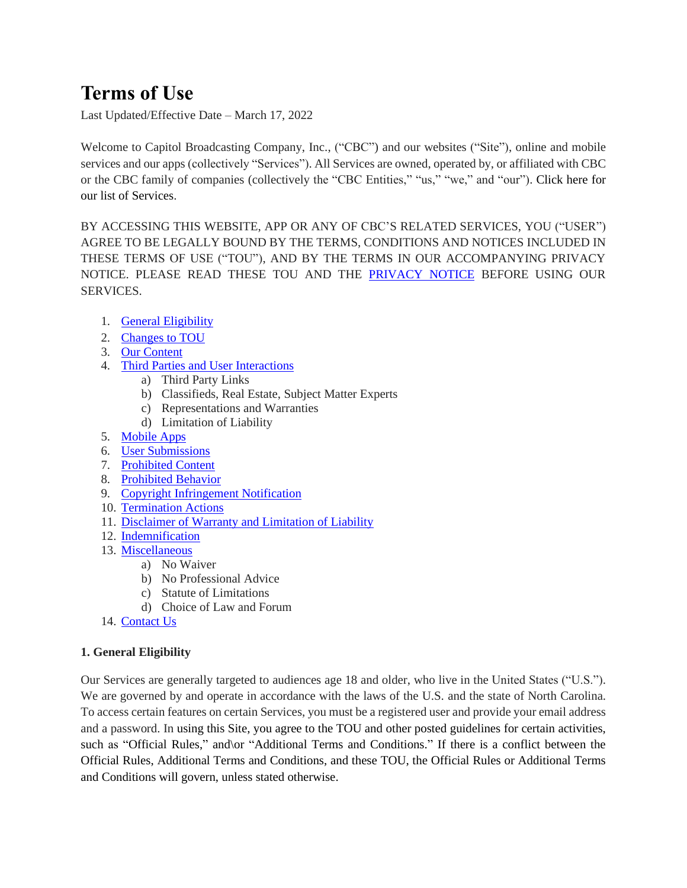# Terms of Use

Last Updated/Effective Date – March 17, 2022

Welcome to Capitol Broadcasting Company, Inc., ("CBC") and our websites ("Site"), online and mobile services and our apps (collectively "Services"). All Services are owned, operated by, or affiliated with CBC or the CBC family of companies (collectively the "CBC Entities," "us," "we," and "our"). Click here for our list of Services.

BY ACCESSING THIS WEBSITE, APP OR ANY OF CBC'S RELATED SERVICES, YOU ("USER") AGREE TO BE LEGALLY BOUND BY THE TERMS, CONDITIONS AND NOTICES INCLUDED IN THESE TERMS OF USE ("TOU"), AND BY THE TERMS IN OUR ACCOMPANYING PRIVACY NOTICE. PLEASE READ THESE TOU AND THE PRIVACY NOTICE BEFORE USING OUR SERVICES.

1. General Eligibility
2. Changes to TOU
3. Our Content
4. Third Parties and User Interactions
   a) Third Party Links
   b) Classifieds, Real Estate, Subject Matter Experts
   c) Representations and Warranties
   d) Limitation of Liability
5. Mobile Apps
6. User Submissions
7. Prohibited Content
8. Prohibited Behavior
9. Copyright Infringement Notification
10. Termination Actions
11. Disclaimer of Warranty and Limitation of Liability
12. Indemnification
13. Miscellaneous
    a) No Waiver
    b) No Professional Advice
    c) Statute of Limitations
    d) Choice of Law and Forum
14. Contact Us

**1. General Eligibility**

Our Services are generally targeted to audiences age 18 and older, who live in the United States ("U.S."). We are governed by and operate in accordance with the laws of the U.S. and the state of North Carolina. To access certain features on certain Services, you must be a registered user and provide your email address and a password. In using this Site, you agree to the TOU and other posted guidelines for certain activities, such as "Official Rules," and\or "Additional Terms and Conditions." If there is a conflict between the Official Rules, Additional Terms and Conditions, and these TOU, the Official Rules or Additional Terms and Conditions will govern, unless stated otherwise.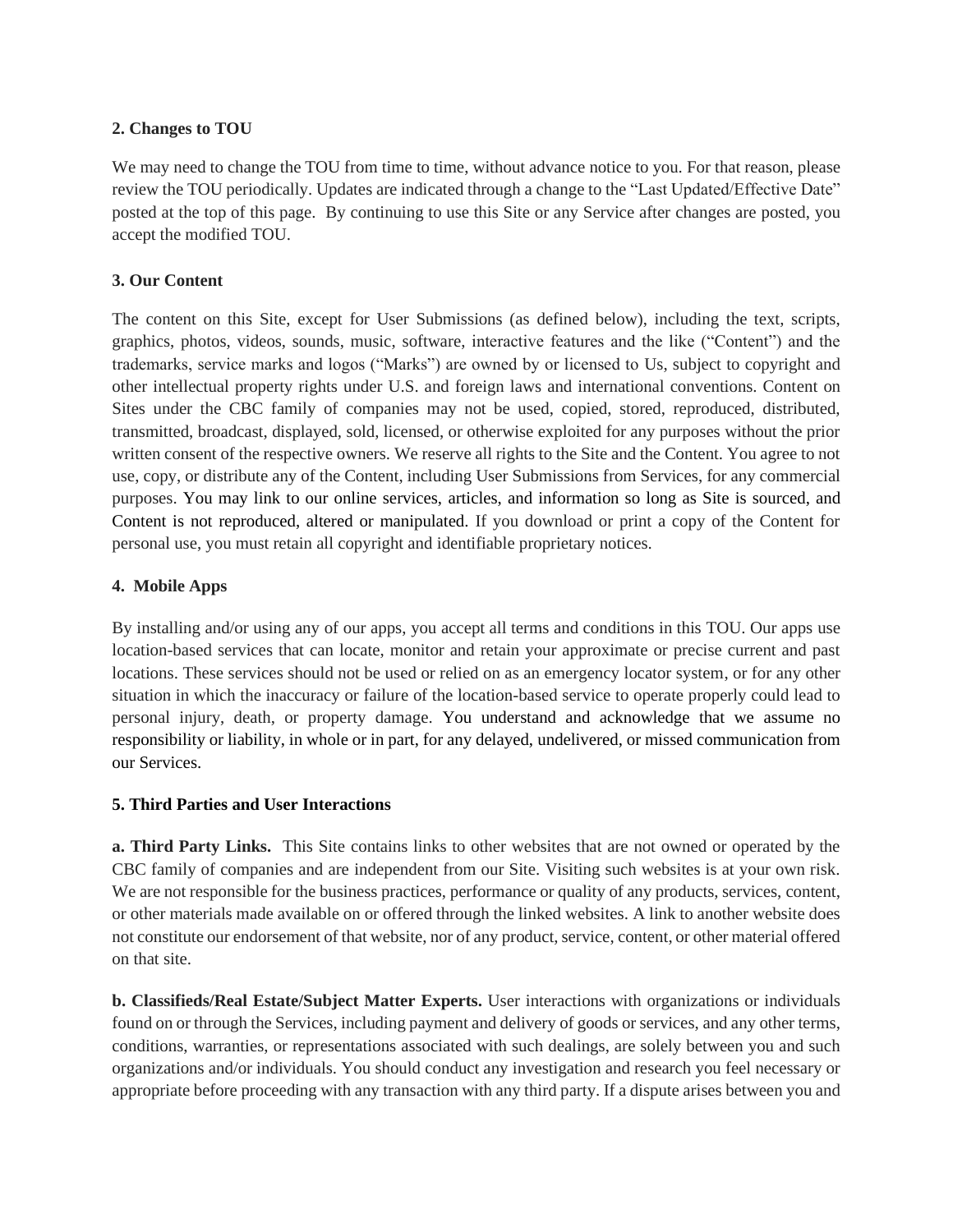**2. Changes to TOU**

We may need to change the TOU from time to time, without advance notice to you. For that reason, please review the TOU periodically. Updates are indicated through a change to the "Last Updated/Effective Date" posted at the top of this page. By continuing to use this Site or any Service after changes are posted, you accept the modified TOU.

**3. Our Content**

The content on this Site, except for User Submissions (as defined below), including the text, scripts, graphics, photos, videos, sounds, music, software, interactive features and the like ("Content") and the trademarks, service marks and logos ("Marks") are owned by or licensed to Us, subject to copyright and other intellectual property rights under U.S. and foreign laws and international conventions. Content on Sites under the CBC family of companies may not be used, copied, stored, reproduced, distributed, transmitted, broadcast, displayed, sold, licensed, or otherwise exploited for any purposes without the prior written consent of the respective owners. We reserve all rights to the Site and the Content. You agree to not use, copy, or distribute any of the Content, including User Submissions from Services, for any commercial purposes. You may link to our online services, articles, and information so long as Site is sourced, and Content is not reproduced, altered or manipulated. If you download or print a copy of the Content for personal use, you must retain all copyright and identifiable proprietary notices.

**4. Mobile Apps**

By installing and/or using any of our apps, you accept all terms and conditions in this TOU. Our apps use location-based services that can locate, monitor and retain your approximate or precise current and past locations. These services should not be used or relied on as an emergency locator system, or for any other situation in which the inaccuracy or failure of the location-based service to operate properly could lead to personal injury, death, or property damage. You understand and acknowledge that we assume no responsibility or liability, in whole or in part, for any delayed, undelivered, or missed communication from our Services.

**5. Third Parties and User Interactions**

**a. Third Party Links.** This Site contains links to other websites that are not owned or operated by the CBC family of companies and are independent from our Site. Visiting such websites is at your own risk. We are not responsible for the business practices, performance or quality of any products, services, content, or other materials made available on or offered through the linked websites. A link to another website does not constitute our endorsement of that website, nor of any product, service, content, or other material offered on that site.

**b. Classifieds/Real Estate/Subject Matter Experts.** User interactions with organizations or individuals found on or through the Services, including payment and delivery of goods or services, and any other terms, conditions, warranties, or representations associated with such dealings, are solely between you and such organizations and/or individuals. You should conduct any investigation and research you feel necessary or appropriate before proceeding with any transaction with any third party. If a dispute arises between you and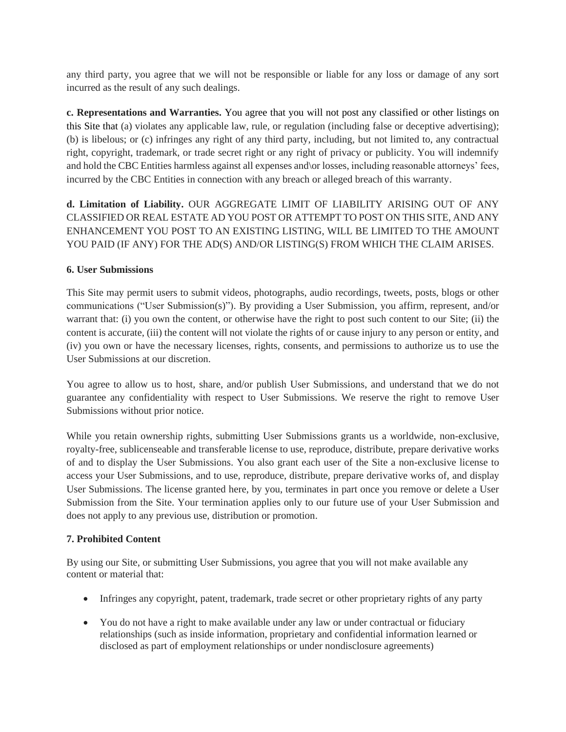any third party, you agree that we will not be responsible or liable for any loss or damage of any sort incurred as the result of any such dealings.

**c. Representations and Warranties.** You agree that you will not post any classified or other listings on this Site that (a) violates any applicable law, rule, or regulation (including false or deceptive advertising); (b) is libelous; or (c) infringes any right of any third party, including, but not limited to, any contractual right, copyright, trademark, or trade secret right or any right of privacy or publicity. You will indemnify and hold the CBC Entities harmless against all expenses and\or losses, including reasonable attorneys' fees, incurred by the CBC Entities in connection with any breach or alleged breach of this warranty.

**d. Limitation of Liability.** OUR AGGREGATE LIMIT OF LIABILITY ARISING OUT OF ANY CLASSIFIED OR REAL ESTATE AD YOU POST OR ATTEMPT TO POST ON THIS SITE, AND ANY ENHANCEMENT YOU POST TO AN EXISTING LISTING, WILL BE LIMITED TO THE AMOUNT YOU PAID (IF ANY) FOR THE AD(S) AND/OR LISTING(S) FROM WHICH THE CLAIM ARISES.

**6. User Submissions**

This Site may permit users to submit videos, photographs, audio recordings, tweets, posts, blogs or other communications ("User Submission(s)"). By providing a User Submission, you affirm, represent, and/or warrant that: (i) you own the content, or otherwise have the right to post such content to our Site; (ii) the content is accurate, (iii) the content will not violate the rights of or cause injury to any person or entity, and (iv) you own or have the necessary licenses, rights, consents, and permissions to authorize us to use the User Submissions at our discretion.

You agree to allow us to host, share, and/or publish User Submissions, and understand that we do not guarantee any confidentiality with respect to User Submissions. We reserve the right to remove User Submissions without prior notice.

While you retain ownership rights, submitting User Submissions grants us a worldwide, non-exclusive, royalty-free, sublicenseable and transferable license to use, reproduce, distribute, prepare derivative works of and to display the User Submissions. You also grant each user of the Site a non-exclusive license to access your User Submissions, and to use, reproduce, distribute, prepare derivative works of, and display User Submissions. The license granted here, by you, terminates in part once you remove or delete a User Submission from the Site. Your termination applies only to our future use of your User Submission and does not apply to any previous use, distribution or promotion.

**7. Prohibited Content**

By using our Site, or submitting User Submissions, you agree that you will not make available any content or material that:

- Infringes any copyright, patent, trademark, trade secret or other proprietary rights of any party
- You do not have a right to make available under any law or under contractual or fiduciary relationships (such as inside information, proprietary and confidential information learned or disclosed as part of employment relationships or under nondisclosure agreements)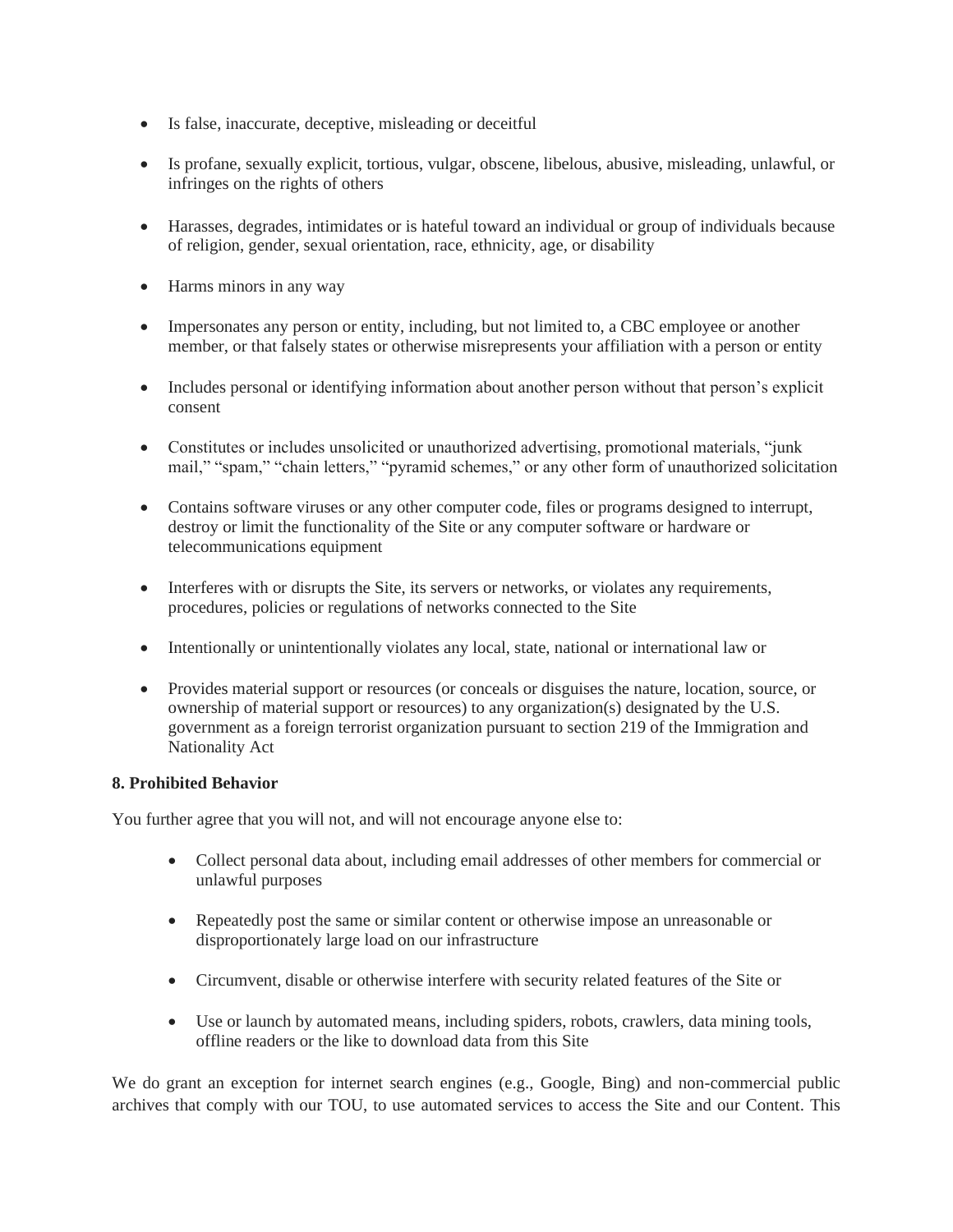- Is false, inaccurate, deceptive, misleading or deceitful
- Is profane, sexually explicit, tortious, vulgar, obscene, libelous, abusive, misleading, unlawful, or infringes on the rights of others
- Harasses, degrades, intimidates or is hateful toward an individual or group of individuals because of religion, gender, sexual orientation, race, ethnicity, age, or disability
- Harms minors in any way
- Impersonates any person or entity, including, but not limited to, a CBC employee or another member, or that falsely states or otherwise misrepresents your affiliation with a person or entity
- Includes personal or identifying information about another person without that person's explicit consent
- Constitutes or includes unsolicited or unauthorized advertising, promotional materials, "junk mail," "spam," "chain letters," "pyramid schemes," or any other form of unauthorized solicitation
- Contains software viruses or any other computer code, files or programs designed to interrupt, destroy or limit the functionality of the Site or any computer software or hardware or telecommunications equipment
- Interferes with or disrupts the Site, its servers or networks, or violates any requirements, procedures, policies or regulations of networks connected to the Site
- Intentionally or unintentionally violates any local, state, national or international law or
- Provides material support or resources (or conceals or disguises the nature, location, source, or ownership of material support or resources) to any organization(s) designated by the U.S. government as a foreign terrorist organization pursuant to section 219 of the Immigration and Nationality Act

**8. Prohibited Behavior**

You further agree that you will not, and will not encourage anyone else to:

- Collect personal data about, including email addresses of other members for commercial or unlawful purposes
- Repeatedly post the same or similar content or otherwise impose an unreasonable or disproportionately large load on our infrastructure
- Circumvent, disable or otherwise interfere with security related features of the Site or
- Use or launch by automated means, including spiders, robots, crawlers, data mining tools, offline readers or the like to download data from this Site

We do grant an exception for internet search engines (e.g., Google, Bing) and non-commercial public archives that comply with our TOU, to use automated services to access the Site and our Content. This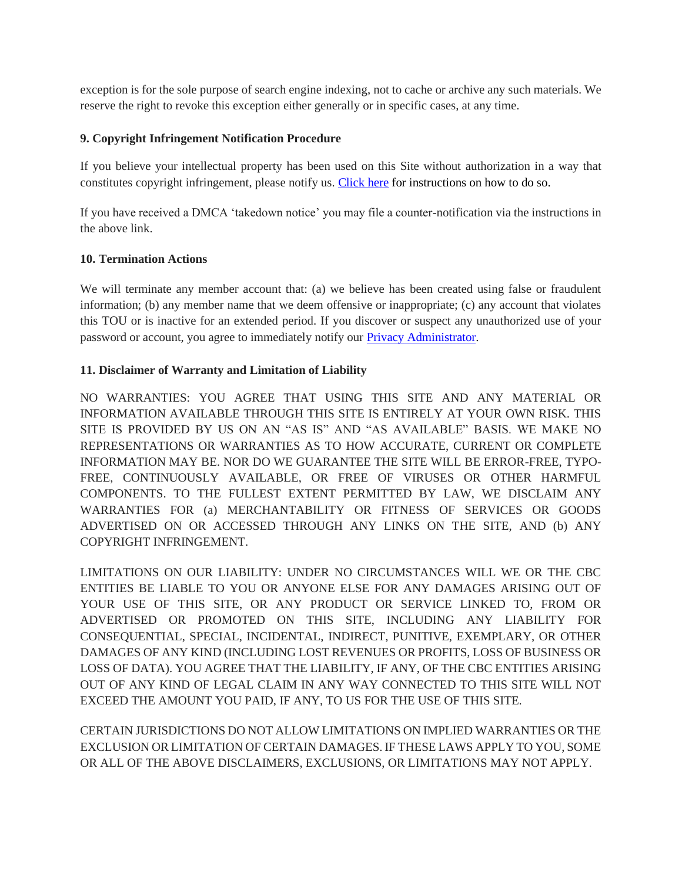exception is for the sole purpose of search engine indexing, not to cache or archive any such materials. We reserve the right to revoke this exception either generally or in specific cases, at any time.

**9. Copyright Infringement Notification Procedure**

If you believe your intellectual property has been used on this Site without authorization in a way that constitutes copyright infringement, please notify us. Click here for instructions on how to do so.

If you have received a DMCA 'takedown notice' you may file a counter-notification via the instructions in the above link.

**10. Termination Actions**

We will terminate any member account that: (a) we believe has been created using false or fraudulent information; (b) any member name that we deem offensive or inappropriate; (c) any account that violates this TOU or is inactive for an extended period. If you discover or suspect any unauthorized use of your password or account, you agree to immediately notify our Privacy Administrator.

**11. Disclaimer of Warranty and Limitation of Liability**

NO WARRANTIES: YOU AGREE THAT USING THIS SITE AND ANY MATERIAL OR INFORMATION AVAILABLE THROUGH THIS SITE IS ENTIRELY AT YOUR OWN RISK. THIS SITE IS PROVIDED BY US ON AN "AS IS" AND "AS AVAILABLE" BASIS. WE MAKE NO REPRESENTATIONS OR WARRANTIES AS TO HOW ACCURATE, CURRENT OR COMPLETE INFORMATION MAY BE. NOR DO WE GUARANTEE THE SITE WILL BE ERROR-FREE, TYPO-FREE, CONTINUOUSLY AVAILABLE, OR FREE OF VIRUSES OR OTHER HARMFUL COMPONENTS. TO THE FULLEST EXTENT PERMITTED BY LAW, WE DISCLAIM ANY WARRANTIES FOR (a) MERCHANTABILITY OR FITNESS OF SERVICES OR GOODS ADVERTISED ON OR ACCESSED THROUGH ANY LINKS ON THE SITE, AND (b) ANY COPYRIGHT INFRINGEMENT.

LIMITATIONS ON OUR LIABILITY: UNDER NO CIRCUMSTANCES WILL WE OR THE CBC ENTITIES BE LIABLE TO YOU OR ANYONE ELSE FOR ANY DAMAGES ARISING OUT OF YOUR USE OF THIS SITE, OR ANY PRODUCT OR SERVICE LINKED TO, FROM OR ADVERTISED OR PROMOTED ON THIS SITE, INCLUDING ANY LIABILITY FOR CONSEQUENTIAL, SPECIAL, INCIDENTAL, INDIRECT, PUNITIVE, EXEMPLARY, OR OTHER DAMAGES OF ANY KIND (INCLUDING LOST REVENUES OR PROFITS, LOSS OF BUSINESS OR LOSS OF DATA). YOU AGREE THAT THE LIABILITY, IF ANY, OF THE CBC ENTITIES ARISING OUT OF ANY KIND OF LEGAL CLAIM IN ANY WAY CONNECTED TO THIS SITE WILL NOT EXCEED THE AMOUNT YOU PAID, IF ANY, TO US FOR THE USE OF THIS SITE.

CERTAIN JURISDICTIONS DO NOT ALLOW LIMITATIONS ON IMPLIED WARRANTIES OR THE EXCLUSION OR LIMITATION OF CERTAIN DAMAGES. IF THESE LAWS APPLY TO YOU, SOME OR ALL OF THE ABOVE DISCLAIMERS, EXCLUSIONS, OR LIMITATIONS MAY NOT APPLY.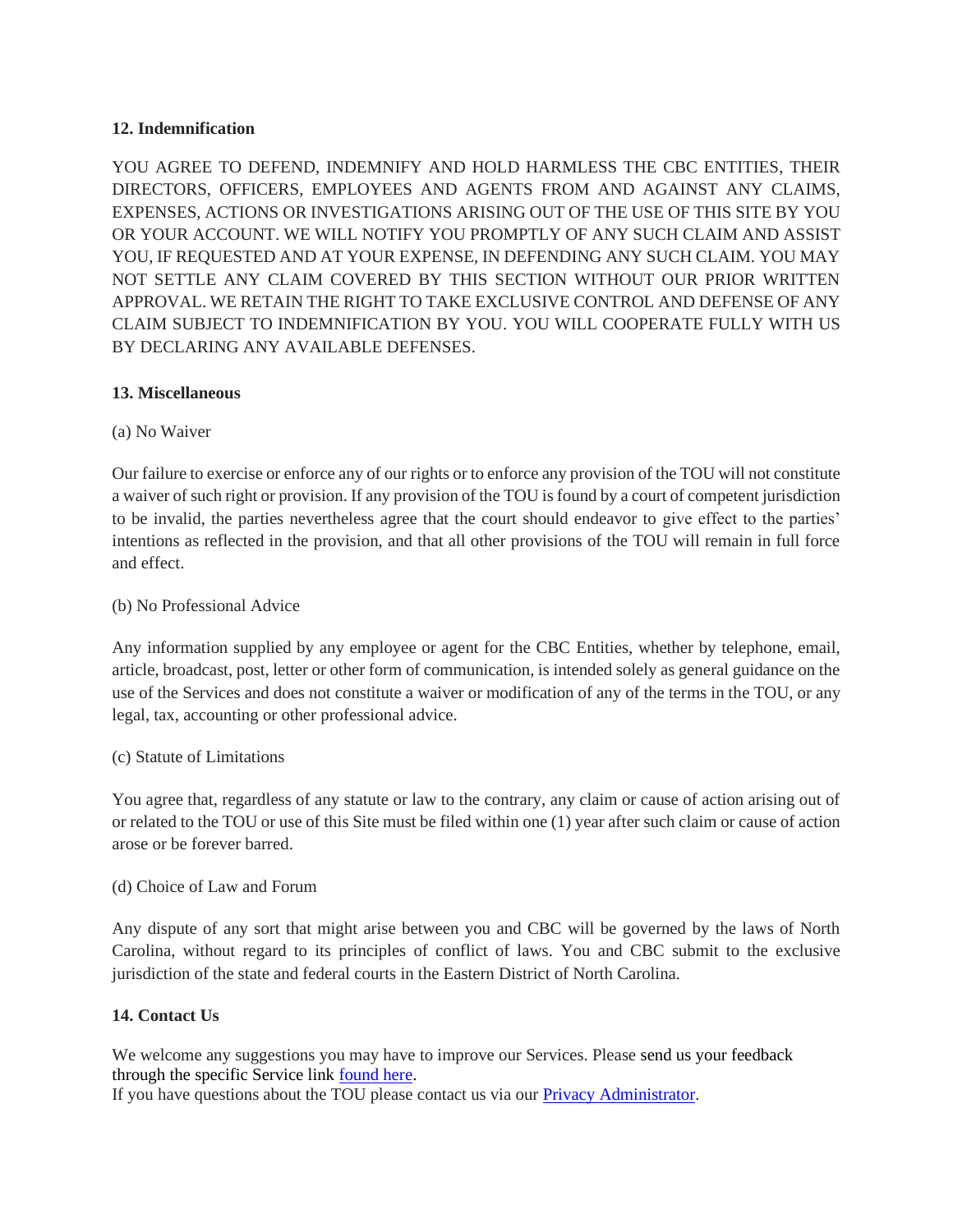**12. Indemnification**

YOU AGREE TO DEFEND, INDEMNIFY AND HOLD HARMLESS THE CBC ENTITIES, THEIR DIRECTORS, OFFICERS, EMPLOYEES AND AGENTS FROM AND AGAINST ANY CLAIMS, EXPENSES, ACTIONS OR INVESTIGATIONS ARISING OUT OF THE USE OF THIS SITE BY YOU OR YOUR ACCOUNT. WE WILL NOTIFY YOU PROMPTLY OF ANY SUCH CLAIM AND ASSIST YOU, IF REQUESTED AND AT YOUR EXPENSE, IN DEFENDING ANY SUCH CLAIM. YOU MAY NOT SETTLE ANY CLAIM COVERED BY THIS SECTION WITHOUT OUR PRIOR WRITTEN APPROVAL. WE RETAIN THE RIGHT TO TAKE EXCLUSIVE CONTROL AND DEFENSE OF ANY CLAIM SUBJECT TO INDEMNIFICATION BY YOU. YOU WILL COOPERATE FULLY WITH US BY DECLARING ANY AVAILABLE DEFENSES.

**13. Miscellaneous**

(a) No Waiver

Our failure to exercise or enforce any of our rights or to enforce any provision of the TOU will not constitute a waiver of such right or provision. If any provision of the TOU is found by a court of competent jurisdiction to be invalid, the parties nevertheless agree that the court should endeavor to give effect to the parties' intentions as reflected in the provision, and that all other provisions of the TOU will remain in full force and effect.

(b) No Professional Advice

Any information supplied by any employee or agent for the CBC Entities, whether by telephone, email, article, broadcast, post, letter or other form of communication, is intended solely as general guidance on the use of the Services and does not constitute a waiver or modification of any of the terms in the TOU, or any legal, tax, accounting or other professional advice.

(c) Statute of Limitations

You agree that, regardless of any statute or law to the contrary, any claim or cause of action arising out of or related to the TOU or use of this Site must be filed within one (1) year after such claim or cause of action arose or be forever barred.

(d) Choice of Law and Forum

Any dispute of any sort that might arise between you and CBC will be governed by the laws of North Carolina, without regard to its principles of conflict of laws. You and CBC submit to the exclusive jurisdiction of the state and federal courts in the Eastern District of North Carolina.

**14. Contact Us**

We welcome any suggestions you may have to improve our Services. Please send us your feedback through the specific Service link found here.
If you have questions about the TOU please contact us via our Privacy Administrator.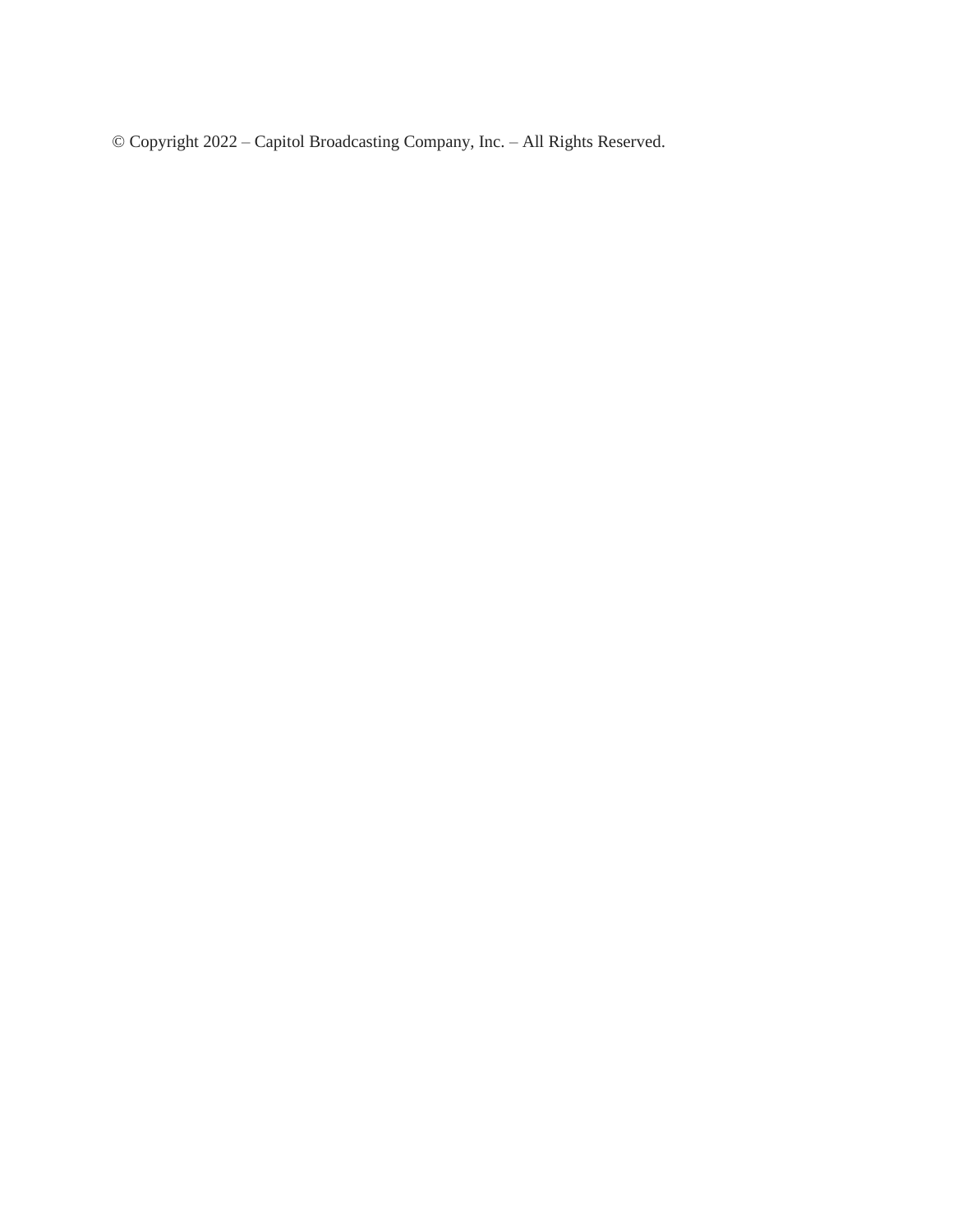© Copyright 2022 – Capitol Broadcasting Company, Inc. – All Rights Reserved.